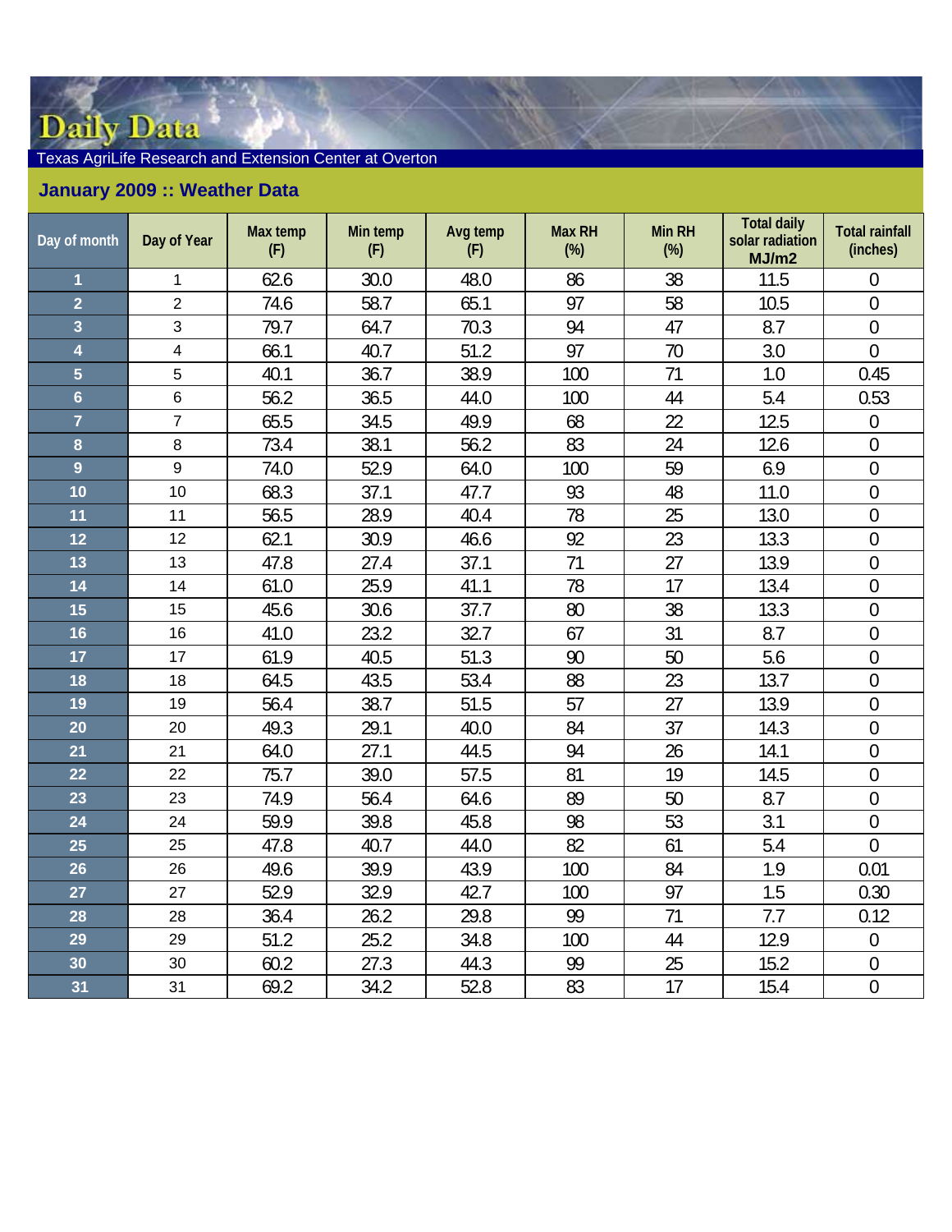# Daily Data

Texas AgriLife Research and Extension Center at Overton

## January 2009 :: Weather Data

| Day of month | Day of Year | Max temp (F) | Min temp (F) | Avg temp (F) | Max RH (%) | Min RH (%) | Total daily solar radiation MJ/m2 | Total rainfall (inches) |
|---|---|---|---|---|---|---|---|---|
| 1 | 1 | 62.6 | 30.0 | 48.0 | 86 | 38 | 11.5 | 0 |
| 2 | 2 | 74.6 | 58.7 | 65.1 | 97 | 58 | 10.5 | 0 |
| 3 | 3 | 79.7 | 64.7 | 70.3 | 94 | 47 | 8.7 | 0 |
| 4 | 4 | 66.1 | 40.7 | 51.2 | 97 | 70 | 3.0 | 0 |
| 5 | 5 | 40.1 | 36.7 | 38.9 | 100 | 71 | 1.0 | 0.45 |
| 6 | 6 | 56.2 | 36.5 | 44.0 | 100 | 44 | 5.4 | 0.53 |
| 7 | 7 | 65.5 | 34.5 | 49.9 | 68 | 22 | 12.5 | 0 |
| 8 | 8 | 73.4 | 38.1 | 56.2 | 83 | 24 | 12.6 | 0 |
| 9 | 9 | 74.0 | 52.9 | 64.0 | 100 | 59 | 6.9 | 0 |
| 10 | 10 | 68.3 | 37.1 | 47.7 | 93 | 48 | 11.0 | 0 |
| 11 | 11 | 56.5 | 28.9 | 40.4 | 78 | 25 | 13.0 | 0 |
| 12 | 12 | 62.1 | 30.9 | 46.6 | 92 | 23 | 13.3 | 0 |
| 13 | 13 | 47.8 | 27.4 | 37.1 | 71 | 27 | 13.9 | 0 |
| 14 | 14 | 61.0 | 25.9 | 41.1 | 78 | 17 | 13.4 | 0 |
| 15 | 15 | 45.6 | 30.6 | 37.7 | 80 | 38 | 13.3 | 0 |
| 16 | 16 | 41.0 | 23.2 | 32.7 | 67 | 31 | 8.7 | 0 |
| 17 | 17 | 61.9 | 40.5 | 51.3 | 90 | 50 | 5.6 | 0 |
| 18 | 18 | 64.5 | 43.5 | 53.4 | 88 | 23 | 13.7 | 0 |
| 19 | 19 | 56.4 | 38.7 | 51.5 | 57 | 27 | 13.9 | 0 |
| 20 | 20 | 49.3 | 29.1 | 40.0 | 84 | 37 | 14.3 | 0 |
| 21 | 21 | 64.0 | 27.1 | 44.5 | 94 | 26 | 14.1 | 0 |
| 22 | 22 | 75.7 | 39.0 | 57.5 | 81 | 19 | 14.5 | 0 |
| 23 | 23 | 74.9 | 56.4 | 64.6 | 89 | 50 | 8.7 | 0 |
| 24 | 24 | 59.9 | 39.8 | 45.8 | 98 | 53 | 3.1 | 0 |
| 25 | 25 | 47.8 | 40.7 | 44.0 | 82 | 61 | 5.4 | 0 |
| 26 | 26 | 49.6 | 39.9 | 43.9 | 100 | 84 | 1.9 | 0.01 |
| 27 | 27 | 52.9 | 32.9 | 42.7 | 100 | 97 | 1.5 | 0.30 |
| 28 | 28 | 36.4 | 26.2 | 29.8 | 99 | 71 | 7.7 | 0.12 |
| 29 | 29 | 51.2 | 25.2 | 34.8 | 100 | 44 | 12.9 | 0 |
| 30 | 30 | 60.2 | 27.3 | 44.3 | 99 | 25 | 15.2 | 0 |
| 31 | 31 | 69.2 | 34.2 | 52.8 | 83 | 17 | 15.4 | 0 |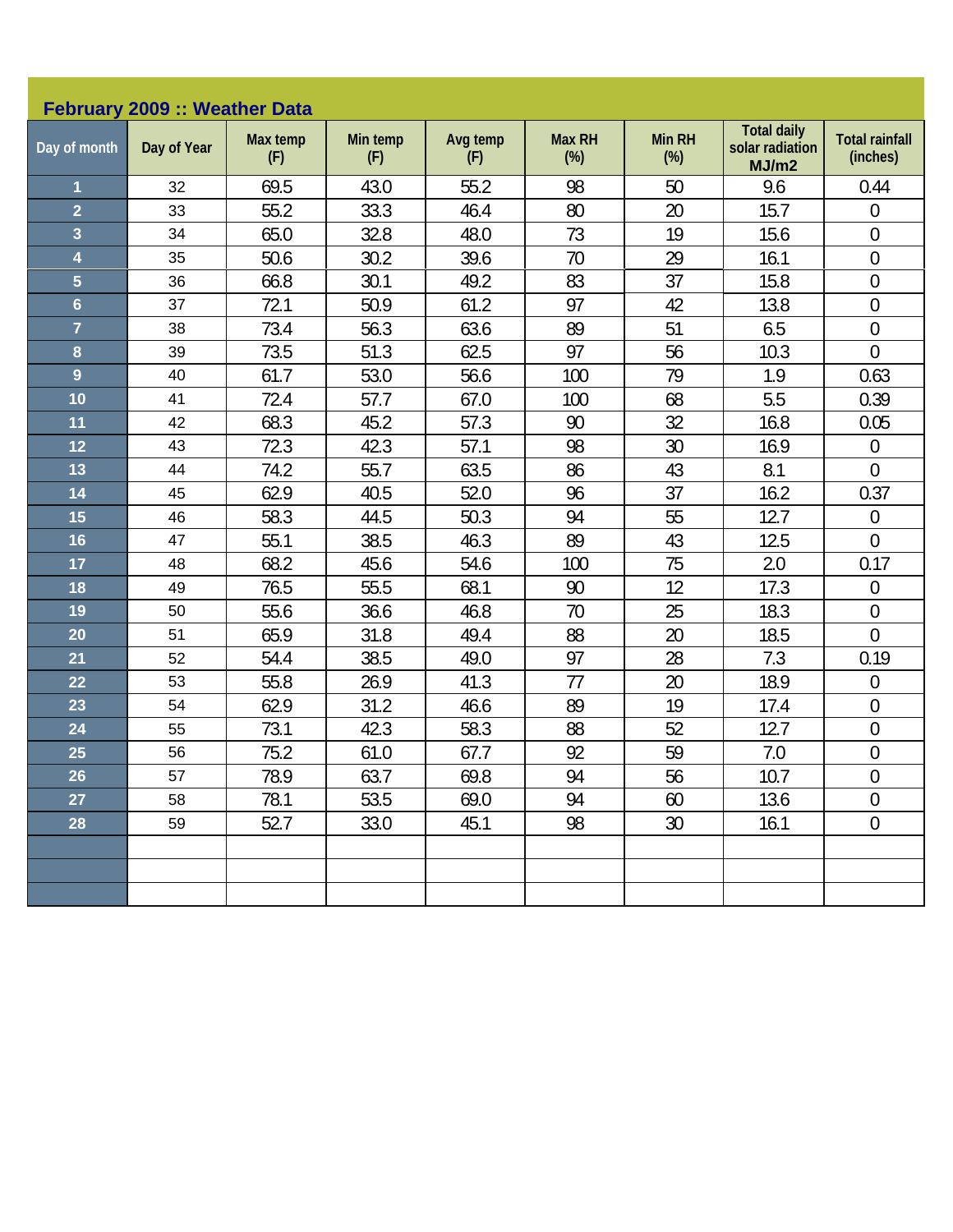## February 2009 :: Weather Data

| Day of month | Day of Year | Max temp (F) | Min temp (F) | Avg temp (F) | Max RH (%) | Min RH (%) | Total daily solar radiation MJ/m2 | Total rainfall (inches) |
|---|---|---|---|---|---|---|---|---|
| 1 | 32 | 69.5 | 43.0 | 55.2 | 98 | 50 | 9.6 | 0.44 |
| 2 | 33 | 55.2 | 33.3 | 46.4 | 80 | 20 | 15.7 | 0 |
| 3 | 34 | 65.0 | 32.8 | 48.0 | 73 | 19 | 15.6 | 0 |
| 4 | 35 | 50.6 | 30.2 | 39.6 | 70 | 29 | 16.1 | 0 |
| 5 | 36 | 66.8 | 30.1 | 49.2 | 83 | 37 | 15.8 | 0 |
| 6 | 37 | 72.1 | 50.9 | 61.2 | 97 | 42 | 13.8 | 0 |
| 7 | 38 | 73.4 | 56.3 | 63.6 | 89 | 51 | 6.5 | 0 |
| 8 | 39 | 73.5 | 51.3 | 62.5 | 97 | 56 | 10.3 | 0 |
| 9 | 40 | 61.7 | 53.0 | 56.6 | 100 | 79 | 1.9 | 0.63 |
| 10 | 41 | 72.4 | 57.7 | 67.0 | 100 | 68 | 5.5 | 0.39 |
| 11 | 42 | 68.3 | 45.2 | 57.3 | 90 | 32 | 16.8 | 0.05 |
| 12 | 43 | 72.3 | 42.3 | 57.1 | 98 | 30 | 16.9 | 0 |
| 13 | 44 | 74.2 | 55.7 | 63.5 | 86 | 43 | 8.1 | 0 |
| 14 | 45 | 62.9 | 40.5 | 52.0 | 96 | 37 | 16.2 | 0.37 |
| 15 | 46 | 58.3 | 44.5 | 50.3 | 94 | 55 | 12.7 | 0 |
| 16 | 47 | 55.1 | 38.5 | 46.3 | 89 | 43 | 12.5 | 0 |
| 17 | 48 | 68.2 | 45.6 | 54.6 | 100 | 75 | 2.0 | 0.17 |
| 18 | 49 | 76.5 | 55.5 | 68.1 | 90 | 12 | 17.3 | 0 |
| 19 | 50 | 55.6 | 36.6 | 46.8 | 70 | 25 | 18.3 | 0 |
| 20 | 51 | 65.9 | 31.8 | 49.4 | 88 | 20 | 18.5 | 0 |
| 21 | 52 | 54.4 | 38.5 | 49.0 | 97 | 28 | 7.3 | 0.19 |
| 22 | 53 | 55.8 | 26.9 | 41.3 | 77 | 20 | 18.9 | 0 |
| 23 | 54 | 62.9 | 31.2 | 46.6 | 89 | 19 | 17.4 | 0 |
| 24 | 55 | 73.1 | 42.3 | 58.3 | 88 | 52 | 12.7 | 0 |
| 25 | 56 | 75.2 | 61.0 | 67.7 | 92 | 59 | 7.0 | 0 |
| 26 | 57 | 78.9 | 63.7 | 69.8 | 94 | 56 | 10.7 | 0 |
| 27 | 58 | 78.1 | 53.5 | 69.0 | 94 | 60 | 13.6 | 0 |
| 28 | 59 | 52.7 | 33.0 | 45.1 | 98 | 30 | 16.1 | 0 |
| | | | | | | | | |
| | | | | | | | | |
| | | | | | | | | |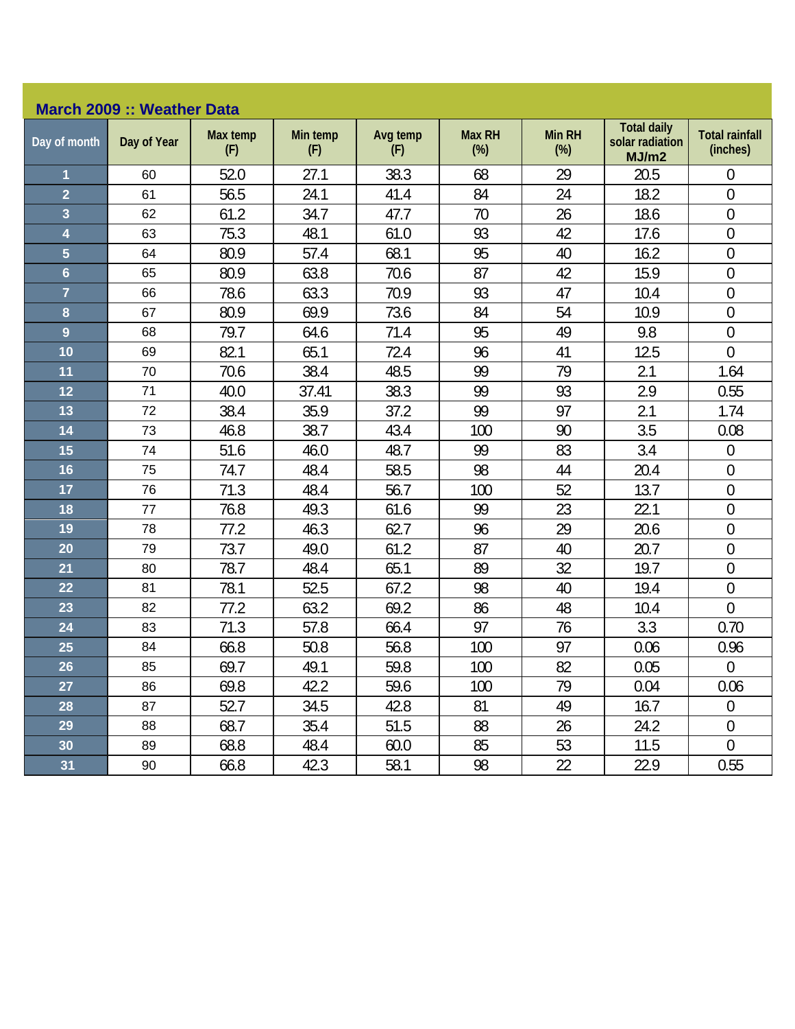## March 2009 :: Weather Data

| Day of month | Day of Year | Max temp (F) | Min temp (F) | Avg temp (F) | Max RH (%) | Min RH (%) | Total daily solar radiation MJ/m2 | Total rainfall (inches) |
|---|---|---|---|---|---|---|---|---|
| 1 | 60 | 52.0 | 27.1 | 38.3 | 68 | 29 | 20.5 | 0 |
| 2 | 61 | 56.5 | 24.1 | 41.4 | 84 | 24 | 18.2 | 0 |
| 3 | 62 | 61.2 | 34.7 | 47.7 | 70 | 26 | 18.6 | 0 |
| 4 | 63 | 75.3 | 48.1 | 61.0 | 93 | 42 | 17.6 | 0 |
| 5 | 64 | 80.9 | 57.4 | 68.1 | 95 | 40 | 16.2 | 0 |
| 6 | 65 | 80.9 | 63.8 | 70.6 | 87 | 42 | 15.9 | 0 |
| 7 | 66 | 78.6 | 63.3 | 70.9 | 93 | 47 | 10.4 | 0 |
| 8 | 67 | 80.9 | 69.9 | 73.6 | 84 | 54 | 10.9 | 0 |
| 9 | 68 | 79.7 | 64.6 | 71.4 | 95 | 49 | 9.8 | 0 |
| 10 | 69 | 82.1 | 65.1 | 72.4 | 96 | 41 | 12.5 | 0 |
| 11 | 70 | 70.6 | 38.4 | 48.5 | 99 | 79 | 2.1 | 1.64 |
| 12 | 71 | 40.0 | 37.41 | 38.3 | 99 | 93 | 2.9 | 0.55 |
| 13 | 72 | 38.4 | 35.9 | 37.2 | 99 | 97 | 2.1 | 1.74 |
| 14 | 73 | 46.8 | 38.7 | 43.4 | 100 | 90 | 3.5 | 0.08 |
| 15 | 74 | 51.6 | 46.0 | 48.7 | 99 | 83 | 3.4 | 0 |
| 16 | 75 | 74.7 | 48.4 | 58.5 | 98 | 44 | 20.4 | 0 |
| 17 | 76 | 71.3 | 48.4 | 56.7 | 100 | 52 | 13.7 | 0 |
| 18 | 77 | 76.8 | 49.3 | 61.6 | 99 | 23 | 22.1 | 0 |
| 19 | 78 | 77.2 | 46.3 | 62.7 | 96 | 29 | 20.6 | 0 |
| 20 | 79 | 73.7 | 49.0 | 61.2 | 87 | 40 | 20.7 | 0 |
| 21 | 80 | 78.7 | 48.4 | 65.1 | 89 | 32 | 19.7 | 0 |
| 22 | 81 | 78.1 | 52.5 | 67.2 | 98 | 40 | 19.4 | 0 |
| 23 | 82 | 77.2 | 63.2 | 69.2 | 86 | 48 | 10.4 | 0 |
| 24 | 83 | 71.3 | 57.8 | 66.4 | 97 | 76 | 3.3 | 0.70 |
| 25 | 84 | 66.8 | 50.8 | 56.8 | 100 | 97 | 0.06 | 0.96 |
| 26 | 85 | 69.7 | 49.1 | 59.8 | 100 | 82 | 0.05 | 0 |
| 27 | 86 | 69.8 | 42.2 | 59.6 | 100 | 79 | 0.04 | 0.06 |
| 28 | 87 | 52.7 | 34.5 | 42.8 | 81 | 49 | 16.7 | 0 |
| 29 | 88 | 68.7 | 35.4 | 51.5 | 88 | 26 | 24.2 | 0 |
| 30 | 89 | 68.8 | 48.4 | 60.0 | 85 | 53 | 11.5 | 0 |
| 31 | 90 | 66.8 | 42.3 | 58.1 | 98 | 22 | 22.9 | 0.55 |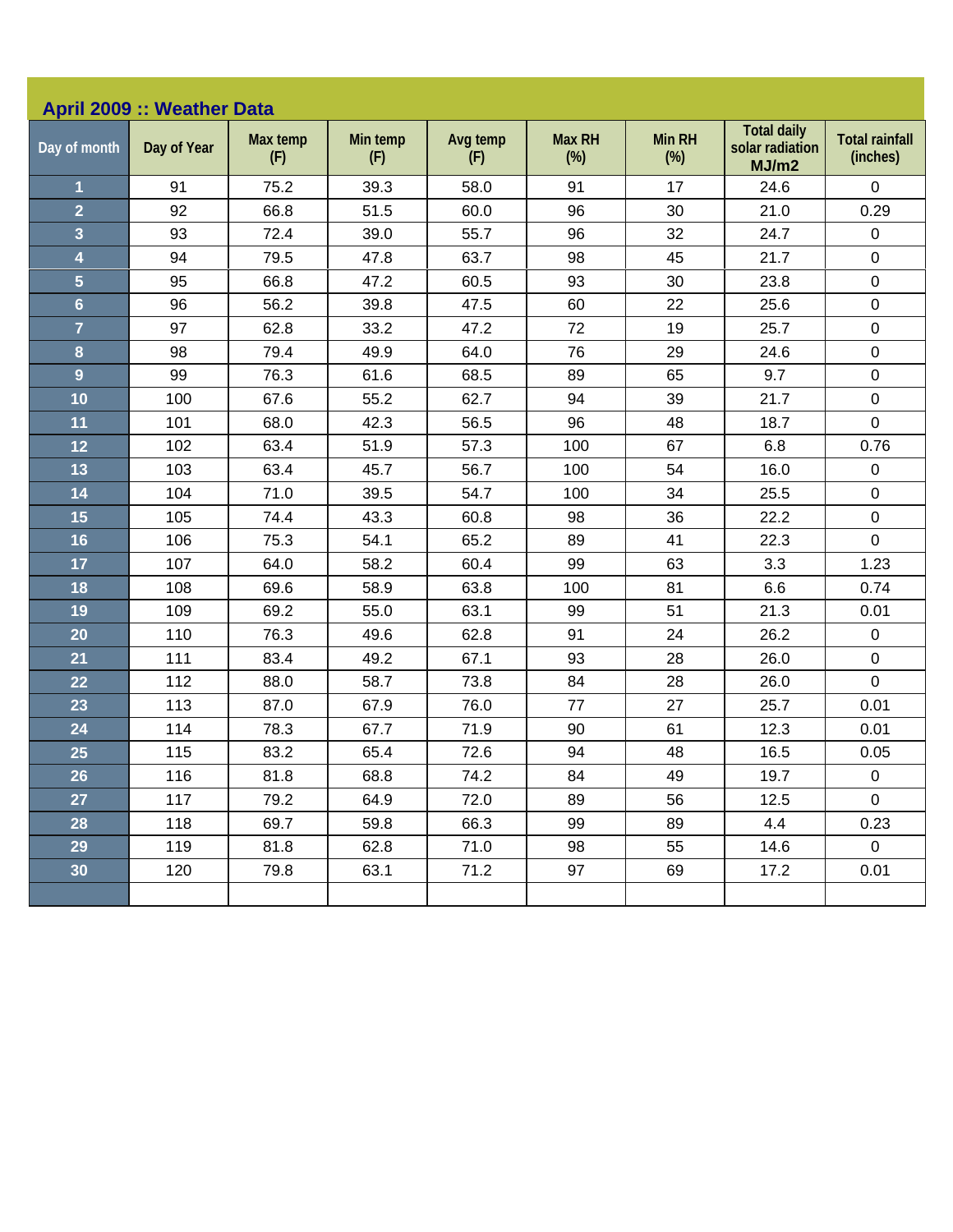## April 2009 :: Weather Data

| Day of month | Day of Year | Max temp (F) | Min temp (F) | Avg temp (F) | Max RH (%) | Min RH (%) | Total daily solar radiation MJ/m2 | Total rainfall (inches) |
|---|---|---|---|---|---|---|---|---|
| 1 | 91 | 75.2 | 39.3 | 58.0 | 91 | 17 | 24.6 | 0 |
| 2 | 92 | 66.8 | 51.5 | 60.0 | 96 | 30 | 21.0 | 0.29 |
| 3 | 93 | 72.4 | 39.0 | 55.7 | 96 | 32 | 24.7 | 0 |
| 4 | 94 | 79.5 | 47.8 | 63.7 | 98 | 45 | 21.7 | 0 |
| 5 | 95 | 66.8 | 47.2 | 60.5 | 93 | 30 | 23.8 | 0 |
| 6 | 96 | 56.2 | 39.8 | 47.5 | 60 | 22 | 25.6 | 0 |
| 7 | 97 | 62.8 | 33.2 | 47.2 | 72 | 19 | 25.7 | 0 |
| 8 | 98 | 79.4 | 49.9 | 64.0 | 76 | 29 | 24.6 | 0 |
| 9 | 99 | 76.3 | 61.6 | 68.5 | 89 | 65 | 9.7 | 0 |
| 10 | 100 | 67.6 | 55.2 | 62.7 | 94 | 39 | 21.7 | 0 |
| 11 | 101 | 68.0 | 42.3 | 56.5 | 96 | 48 | 18.7 | 0 |
| 12 | 102 | 63.4 | 51.9 | 57.3 | 100 | 67 | 6.8 | 0.76 |
| 13 | 103 | 63.4 | 45.7 | 56.7 | 100 | 54 | 16.0 | 0 |
| 14 | 104 | 71.0 | 39.5 | 54.7 | 100 | 34 | 25.5 | 0 |
| 15 | 105 | 74.4 | 43.3 | 60.8 | 98 | 36 | 22.2 | 0 |
| 16 | 106 | 75.3 | 54.1 | 65.2 | 89 | 41 | 22.3 | 0 |
| 17 | 107 | 64.0 | 58.2 | 60.4 | 99 | 63 | 3.3 | 1.23 |
| 18 | 108 | 69.6 | 58.9 | 63.8 | 100 | 81 | 6.6 | 0.74 |
| 19 | 109 | 69.2 | 55.0 | 63.1 | 99 | 51 | 21.3 | 0.01 |
| 20 | 110 | 76.3 | 49.6 | 62.8 | 91 | 24 | 26.2 | 0 |
| 21 | 111 | 83.4 | 49.2 | 67.1 | 93 | 28 | 26.0 | 0 |
| 22 | 112 | 88.0 | 58.7 | 73.8 | 84 | 28 | 26.0 | 0 |
| 23 | 113 | 87.0 | 67.9 | 76.0 | 77 | 27 | 25.7 | 0.01 |
| 24 | 114 | 78.3 | 67.7 | 71.9 | 90 | 61 | 12.3 | 0.01 |
| 25 | 115 | 83.2 | 65.4 | 72.6 | 94 | 48 | 16.5 | 0.05 |
| 26 | 116 | 81.8 | 68.8 | 74.2 | 84 | 49 | 19.7 | 0 |
| 27 | 117 | 79.2 | 64.9 | 72.0 | 89 | 56 | 12.5 | 0 |
| 28 | 118 | 69.7 | 59.8 | 66.3 | 99 | 89 | 4.4 | 0.23 |
| 29 | 119 | 81.8 | 62.8 | 71.0 | 98 | 55 | 14.6 | 0 |
| 30 | 120 | 79.8 | 63.1 | 71.2 | 97 | 69 | 17.2 | 0.01 |
| | | | | | | | | |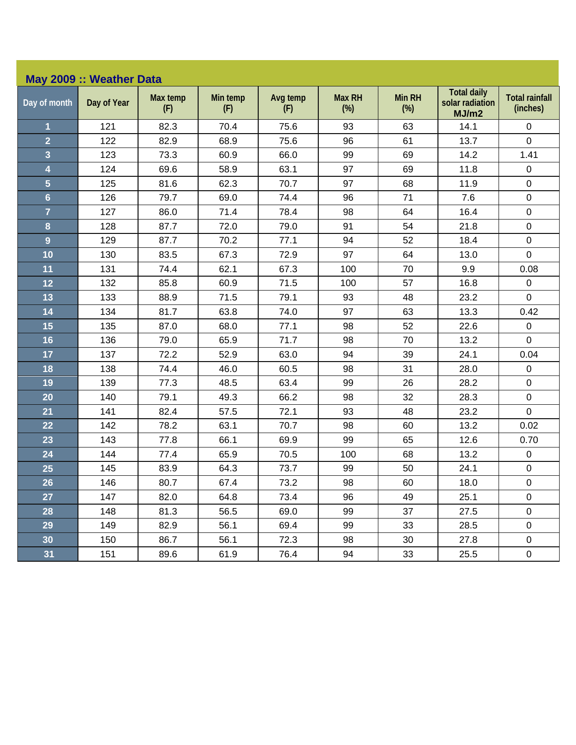## May 2009 :: Weather Data

| Day of month | Day of Year | Max temp (F) | Min temp (F) | Avg temp (F) | Max RH (%) | Min RH (%) | Total daily solar radiation MJ/m2 | Total rainfall (inches) |
|---|---|---|---|---|---|---|---|---|
| 1 | 121 | 82.3 | 70.4 | 75.6 | 93 | 63 | 14.1 | 0 |
| 2 | 122 | 82.9 | 68.9 | 75.6 | 96 | 61 | 13.7 | 0 |
| 3 | 123 | 73.3 | 60.9 | 66.0 | 99 | 69 | 14.2 | 1.41 |
| 4 | 124 | 69.6 | 58.9 | 63.1 | 97 | 69 | 11.8 | 0 |
| 5 | 125 | 81.6 | 62.3 | 70.7 | 97 | 68 | 11.9 | 0 |
| 6 | 126 | 79.7 | 69.0 | 74.4 | 96 | 71 | 7.6 | 0 |
| 7 | 127 | 86.0 | 71.4 | 78.4 | 98 | 64 | 16.4 | 0 |
| 8 | 128 | 87.7 | 72.0 | 79.0 | 91 | 54 | 21.8 | 0 |
| 9 | 129 | 87.7 | 70.2 | 77.1 | 94 | 52 | 18.4 | 0 |
| 10 | 130 | 83.5 | 67.3 | 72.9 | 97 | 64 | 13.0 | 0 |
| 11 | 131 | 74.4 | 62.1 | 67.3 | 100 | 70 | 9.9 | 0.08 |
| 12 | 132 | 85.8 | 60.9 | 71.5 | 100 | 57 | 16.8 | 0 |
| 13 | 133 | 88.9 | 71.5 | 79.1 | 93 | 48 | 23.2 | 0 |
| 14 | 134 | 81.7 | 63.8 | 74.0 | 97 | 63 | 13.3 | 0.42 |
| 15 | 135 | 87.0 | 68.0 | 77.1 | 98 | 52 | 22.6 | 0 |
| 16 | 136 | 79.0 | 65.9 | 71.7 | 98 | 70 | 13.2 | 0 |
| 17 | 137 | 72.2 | 52.9 | 63.0 | 94 | 39 | 24.1 | 0.04 |
| 18 | 138 | 74.4 | 46.0 | 60.5 | 98 | 31 | 28.0 | 0 |
| 19 | 139 | 77.3 | 48.5 | 63.4 | 99 | 26 | 28.2 | 0 |
| 20 | 140 | 79.1 | 49.3 | 66.2 | 98 | 32 | 28.3 | 0 |
| 21 | 141 | 82.4 | 57.5 | 72.1 | 93 | 48 | 23.2 | 0 |
| 22 | 142 | 78.2 | 63.1 | 70.7 | 98 | 60 | 13.2 | 0.02 |
| 23 | 143 | 77.8 | 66.1 | 69.9 | 99 | 65 | 12.6 | 0.70 |
| 24 | 144 | 77.4 | 65.9 | 70.5 | 100 | 68 | 13.2 | 0 |
| 25 | 145 | 83.9 | 64.3 | 73.7 | 99 | 50 | 24.1 | 0 |
| 26 | 146 | 80.7 | 67.4 | 73.2 | 98 | 60 | 18.0 | 0 |
| 27 | 147 | 82.0 | 64.8 | 73.4 | 96 | 49 | 25.1 | 0 |
| 28 | 148 | 81.3 | 56.5 | 69.0 | 99 | 37 | 27.5 | 0 |
| 29 | 149 | 82.9 | 56.1 | 69.4 | 99 | 33 | 28.5 | 0 |
| 30 | 150 | 86.7 | 56.1 | 72.3 | 98 | 30 | 27.8 | 0 |
| 31 | 151 | 89.6 | 61.9 | 76.4 | 94 | 33 | 25.5 | 0 |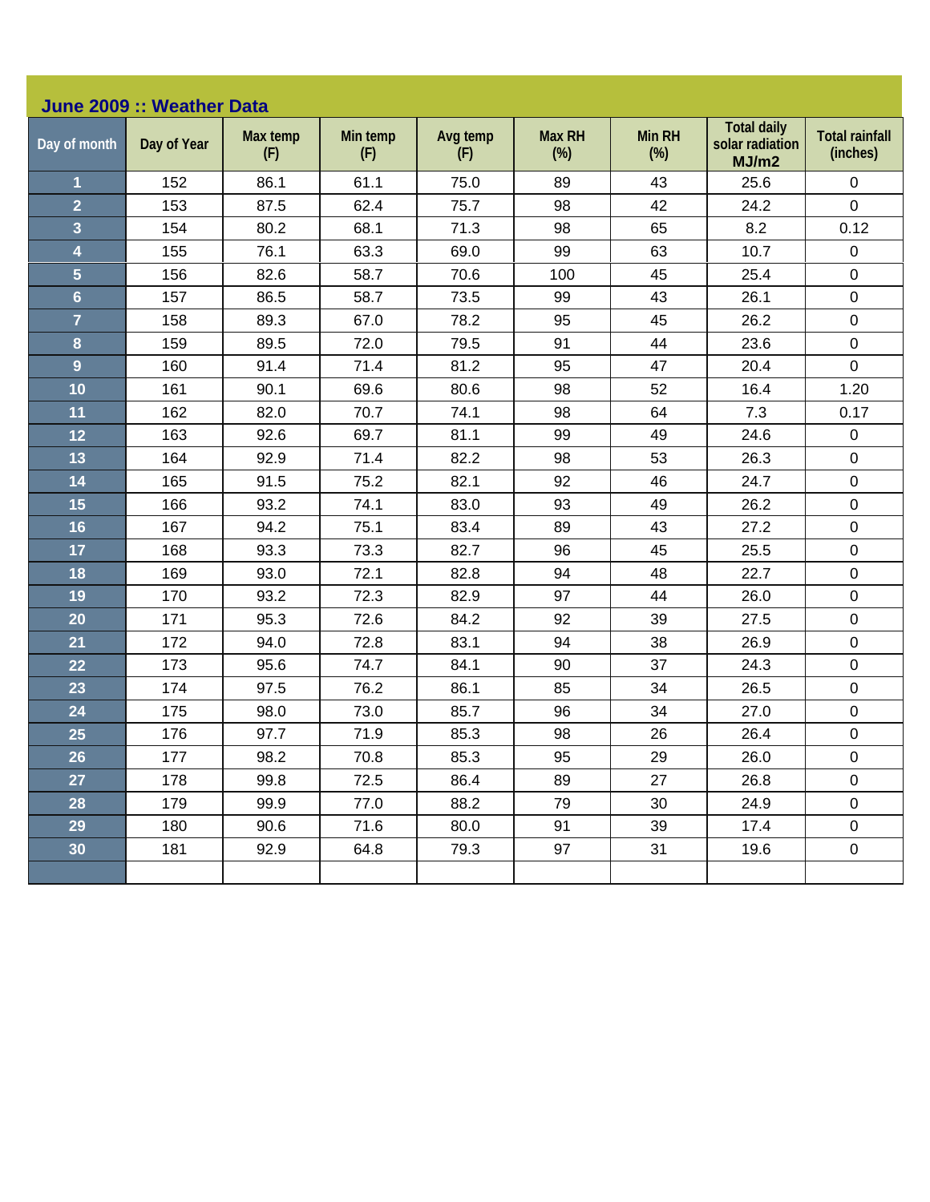## June 2009 :: Weather Data

| Day of month | Day of Year | Max temp (F) | Min temp (F) | Avg temp (F) | Max RH (%) | Min RH (%) | Total daily solar radiation MJ/m2 | Total rainfall (inches) |
|---|---|---|---|---|---|---|---|---|
| 1 | 152 | 86.1 | 61.1 | 75.0 | 89 | 43 | 25.6 | 0 |
| 2 | 153 | 87.5 | 62.4 | 75.7 | 98 | 42 | 24.2 | 0 |
| 3 | 154 | 80.2 | 68.1 | 71.3 | 98 | 65 | 8.2 | 0.12 |
| 4 | 155 | 76.1 | 63.3 | 69.0 | 99 | 63 | 10.7 | 0 |
| 5 | 156 | 82.6 | 58.7 | 70.6 | 100 | 45 | 25.4 | 0 |
| 6 | 157 | 86.5 | 58.7 | 73.5 | 99 | 43 | 26.1 | 0 |
| 7 | 158 | 89.3 | 67.0 | 78.2 | 95 | 45 | 26.2 | 0 |
| 8 | 159 | 89.5 | 72.0 | 79.5 | 91 | 44 | 23.6 | 0 |
| 9 | 160 | 91.4 | 71.4 | 81.2 | 95 | 47 | 20.4 | 0 |
| 10 | 161 | 90.1 | 69.6 | 80.6 | 98 | 52 | 16.4 | 1.20 |
| 11 | 162 | 82.0 | 70.7 | 74.1 | 98 | 64 | 7.3 | 0.17 |
| 12 | 163 | 92.6 | 69.7 | 81.1 | 99 | 49 | 24.6 | 0 |
| 13 | 164 | 92.9 | 71.4 | 82.2 | 98 | 53 | 26.3 | 0 |
| 14 | 165 | 91.5 | 75.2 | 82.1 | 92 | 46 | 24.7 | 0 |
| 15 | 166 | 93.2 | 74.1 | 83.0 | 93 | 49 | 26.2 | 0 |
| 16 | 167 | 94.2 | 75.1 | 83.4 | 89 | 43 | 27.2 | 0 |
| 17 | 168 | 93.3 | 73.3 | 82.7 | 96 | 45 | 25.5 | 0 |
| 18 | 169 | 93.0 | 72.1 | 82.8 | 94 | 48 | 22.7 | 0 |
| 19 | 170 | 93.2 | 72.3 | 82.9 | 97 | 44 | 26.0 | 0 |
| 20 | 171 | 95.3 | 72.6 | 84.2 | 92 | 39 | 27.5 | 0 |
| 21 | 172 | 94.0 | 72.8 | 83.1 | 94 | 38 | 26.9 | 0 |
| 22 | 173 | 95.6 | 74.7 | 84.1 | 90 | 37 | 24.3 | 0 |
| 23 | 174 | 97.5 | 76.2 | 86.1 | 85 | 34 | 26.5 | 0 |
| 24 | 175 | 98.0 | 73.0 | 85.7 | 96 | 34 | 27.0 | 0 |
| 25 | 176 | 97.7 | 71.9 | 85.3 | 98 | 26 | 26.4 | 0 |
| 26 | 177 | 98.2 | 70.8 | 85.3 | 95 | 29 | 26.0 | 0 |
| 27 | 178 | 99.8 | 72.5 | 86.4 | 89 | 27 | 26.8 | 0 |
| 28 | 179 | 99.9 | 77.0 | 88.2 | 79 | 30 | 24.9 | 0 |
| 29 | 180 | 90.6 | 71.6 | 80.0 | 91 | 39 | 17.4 | 0 |
| 30 | 181 | 92.9 | 64.8 | 79.3 | 97 | 31 | 19.6 | 0 |
| | | | | | | | | |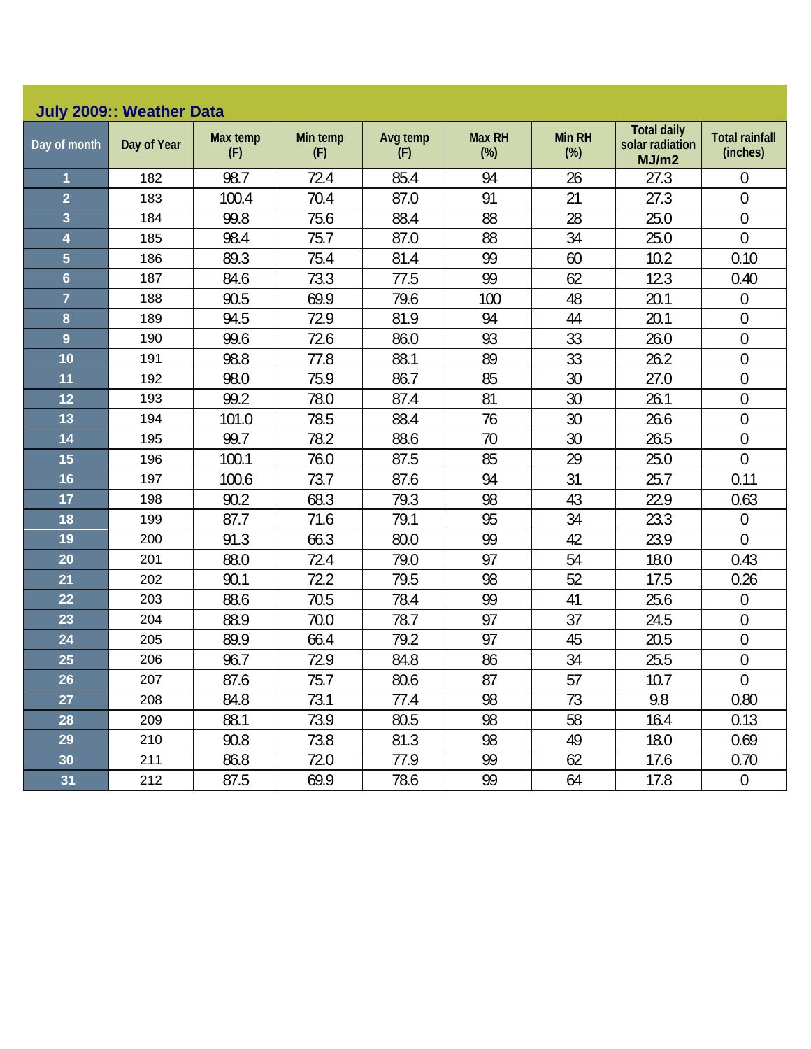## July 2009:: Weather Data

| Day of month | Day of Year | Max temp (F) | Min temp (F) | Avg temp (F) | Max RH (%) | Min RH (%) | Total daily solar radiation MJ/m2 | Total rainfall (inches) |
|---|---|---|---|---|---|---|---|---|
| 1 | 182 | 98.7 | 72.4 | 85.4 | 94 | 26 | 27.3 | 0 |
| 2 | 183 | 100.4 | 70.4 | 87.0 | 91 | 21 | 27.3 | 0 |
| 3 | 184 | 99.8 | 75.6 | 88.4 | 88 | 28 | 25.0 | 0 |
| 4 | 185 | 98.4 | 75.7 | 87.0 | 88 | 34 | 25.0 | 0 |
| 5 | 186 | 89.3 | 75.4 | 81.4 | 99 | 60 | 10.2 | 0.10 |
| 6 | 187 | 84.6 | 73.3 | 77.5 | 99 | 62 | 12.3 | 0.40 |
| 7 | 188 | 90.5 | 69.9 | 79.6 | 100 | 48 | 20.1 | 0 |
| 8 | 189 | 94.5 | 72.9 | 81.9 | 94 | 44 | 20.1 | 0 |
| 9 | 190 | 99.6 | 72.6 | 86.0 | 93 | 33 | 26.0 | 0 |
| 10 | 191 | 98.8 | 77.8 | 88.1 | 89 | 33 | 26.2 | 0 |
| 11 | 192 | 98.0 | 75.9 | 86.7 | 85 | 30 | 27.0 | 0 |
| 12 | 193 | 99.2 | 78.0 | 87.4 | 81 | 30 | 26.1 | 0 |
| 13 | 194 | 101.0 | 78.5 | 88.4 | 76 | 30 | 26.6 | 0 |
| 14 | 195 | 99.7 | 78.2 | 88.6 | 70 | 30 | 26.5 | 0 |
| 15 | 196 | 100.1 | 76.0 | 87.5 | 85 | 29 | 25.0 | 0 |
| 16 | 197 | 100.6 | 73.7 | 87.6 | 94 | 31 | 25.7 | 0.11 |
| 17 | 198 | 90.2 | 68.3 | 79.3 | 98 | 43 | 22.9 | 0.63 |
| 18 | 199 | 87.7 | 71.6 | 79.1 | 95 | 34 | 23.3 | 0 |
| 19 | 200 | 91.3 | 66.3 | 80.0 | 99 | 42 | 23.9 | 0 |
| 20 | 201 | 88.0 | 72.4 | 79.0 | 97 | 54 | 18.0 | 0.43 |
| 21 | 202 | 90.1 | 72.2 | 79.5 | 98 | 52 | 17.5 | 0.26 |
| 22 | 203 | 88.6 | 70.5 | 78.4 | 99 | 41 | 25.6 | 0 |
| 23 | 204 | 88.9 | 70.0 | 78.7 | 97 | 37 | 24.5 | 0 |
| 24 | 205 | 89.9 | 66.4 | 79.2 | 97 | 45 | 20.5 | 0 |
| 25 | 206 | 96.7 | 72.9 | 84.8 | 86 | 34 | 25.5 | 0 |
| 26 | 207 | 87.6 | 75.7 | 80.6 | 87 | 57 | 10.7 | 0 |
| 27 | 208 | 84.8 | 73.1 | 77.4 | 98 | 73 | 9.8 | 0.80 |
| 28 | 209 | 88.1 | 73.9 | 80.5 | 98 | 58 | 16.4 | 0.13 |
| 29 | 210 | 90.8 | 73.8 | 81.3 | 98 | 49 | 18.0 | 0.69 |
| 30 | 211 | 86.8 | 72.0 | 77.9 | 99 | 62 | 17.6 | 0.70 |
| 31 | 212 | 87.5 | 69.9 | 78.6 | 99 | 64 | 17.8 | 0 |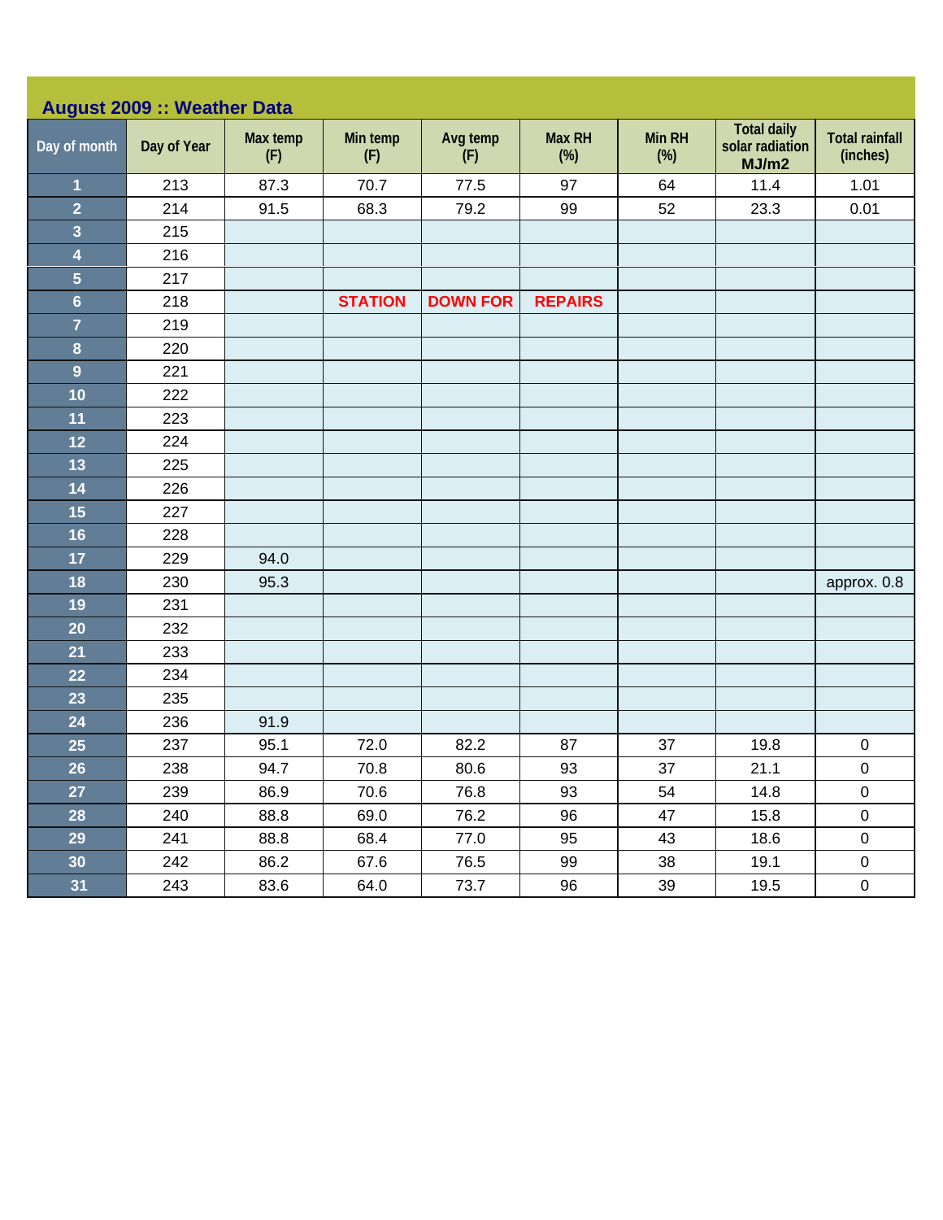## August 2009 :: Weather Data

| Day of month | Day of Year | Max temp (F) | Min temp (F) | Avg temp (F) | Max RH (%) | Min RH (%) | Total daily solar radiation MJ/m2 | Total rainfall (inches) |
|---|---|---|---|---|---|---|---|---|
| 1 | 213 | 87.3 | 70.7 | 77.5 | 97 | 64 | 11.4 | 1.01 |
| 2 | 214 | 91.5 | 68.3 | 79.2 | 99 | 52 | 23.3 | 0.01 |
| 3 | 215 | | | | | | | |
| 4 | 216 | | | | | | | |
| 5 | 217 | | | | | | | |
| 6 | 218 | | STATION | DOWN FOR | REPAIRS | | | |
| 7 | 219 | | | | | | | |
| 8 | 220 | | | | | | | |
| 9 | 221 | | | | | | | |
| 10 | 222 | | | | | | | |
| 11 | 223 | | | | | | | |
| 12 | 224 | | | | | | | |
| 13 | 225 | | | | | | | |
| 14 | 226 | | | | | | | |
| 15 | 227 | | | | | | | |
| 16 | 228 | | | | | | | |
| 17 | 229 | 94.0 | | | | | | |
| 18 | 230 | 95.3 | | | | | | approx. 0.8 |
| 19 | 231 | | | | | | | |
| 20 | 232 | | | | | | | |
| 21 | 233 | | | | | | | |
| 22 | 234 | | | | | | | |
| 23 | 235 | | | | | | | |
| 24 | 236 | 91.9 | | | | | | |
| 25 | 237 | 95.1 | 72.0 | 82.2 | 87 | 37 | 19.8 | 0 |
| 26 | 238 | 94.7 | 70.8 | 80.6 | 93 | 37 | 21.1 | 0 |
| 27 | 239 | 86.9 | 70.6 | 76.8 | 93 | 54 | 14.8 | 0 |
| 28 | 240 | 88.8 | 69.0 | 76.2 | 96 | 47 | 15.8 | 0 |
| 29 | 241 | 88.8 | 68.4 | 77.0 | 95 | 43 | 18.6 | 0 |
| 30 | 242 | 86.2 | 67.6 | 76.5 | 99 | 38 | 19.1 | 0 |
| 31 | 243 | 83.6 | 64.0 | 73.7 | 96 | 39 | 19.5 | 0 |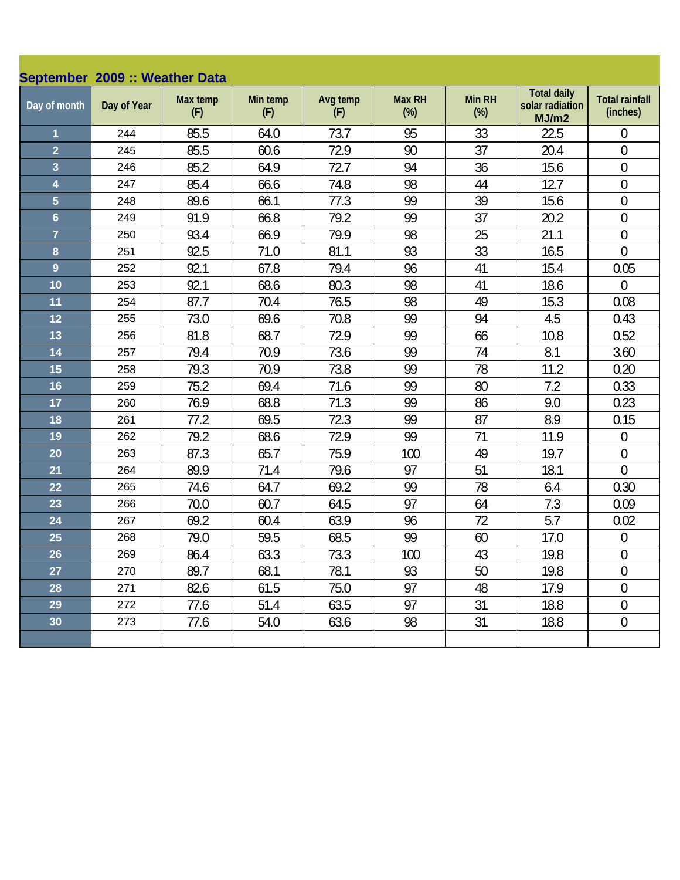## September 2009 :: Weather Data

| Day of month | Day of Year | Max temp (F) | Min temp (F) | Avg temp (F) | Max RH (%) | Min RH (%) | Total daily solar radiation MJ/m2 | Total rainfall (inches) |
|---|---|---|---|---|---|---|---|---|
| 1 | 244 | 85.5 | 64.0 | 73.7 | 95 | 33 | 22.5 | 0 |
| 2 | 245 | 85.5 | 60.6 | 72.9 | 90 | 37 | 20.4 | 0 |
| 3 | 246 | 85.2 | 64.9 | 72.7 | 94 | 36 | 15.6 | 0 |
| 4 | 247 | 85.4 | 66.6 | 74.8 | 98 | 44 | 12.7 | 0 |
| 5 | 248 | 89.6 | 66.1 | 77.3 | 99 | 39 | 15.6 | 0 |
| 6 | 249 | 91.9 | 66.8 | 79.2 | 99 | 37 | 20.2 | 0 |
| 7 | 250 | 93.4 | 66.9 | 79.9 | 98 | 25 | 21.1 | 0 |
| 8 | 251 | 92.5 | 71.0 | 81.1 | 93 | 33 | 16.5 | 0 |
| 9 | 252 | 92.1 | 67.8 | 79.4 | 96 | 41 | 15.4 | 0.05 |
| 10 | 253 | 92.1 | 68.6 | 80.3 | 98 | 41 | 18.6 | 0 |
| 11 | 254 | 87.7 | 70.4 | 76.5 | 98 | 49 | 15.3 | 0.08 |
| 12 | 255 | 73.0 | 69.6 | 70.8 | 99 | 94 | 4.5 | 0.43 |
| 13 | 256 | 81.8 | 68.7 | 72.9 | 99 | 66 | 10.8 | 0.52 |
| 14 | 257 | 79.4 | 70.9 | 73.6 | 99 | 74 | 8.1 | 3.60 |
| 15 | 258 | 79.3 | 70.9 | 73.8 | 99 | 78 | 11.2 | 0.20 |
| 16 | 259 | 75.2 | 69.4 | 71.6 | 99 | 80 | 7.2 | 0.33 |
| 17 | 260 | 76.9 | 68.8 | 71.3 | 99 | 86 | 9.0 | 0.23 |
| 18 | 261 | 77.2 | 69.5 | 72.3 | 99 | 87 | 8.9 | 0.15 |
| 19 | 262 | 79.2 | 68.6 | 72.9 | 99 | 71 | 11.9 | 0 |
| 20 | 263 | 87.3 | 65.7 | 75.9 | 100 | 49 | 19.7 | 0 |
| 21 | 264 | 89.9 | 71.4 | 79.6 | 97 | 51 | 18.1 | 0 |
| 22 | 265 | 74.6 | 64.7 | 69.2 | 99 | 78 | 6.4 | 0.30 |
| 23 | 266 | 70.0 | 60.7 | 64.5 | 97 | 64 | 7.3 | 0.09 |
| 24 | 267 | 69.2 | 60.4 | 63.9 | 96 | 72 | 5.7 | 0.02 |
| 25 | 268 | 79.0 | 59.5 | 68.5 | 99 | 60 | 17.0 | 0 |
| 26 | 269 | 86.4 | 63.3 | 73.3 | 100 | 43 | 19.8 | 0 |
| 27 | 270 | 89.7 | 68.1 | 78.1 | 93 | 50 | 19.8 | 0 |
| 28 | 271 | 82.6 | 61.5 | 75.0 | 97 | 48 | 17.9 | 0 |
| 29 | 272 | 77.6 | 51.4 | 63.5 | 97 | 31 | 18.8 | 0 |
| 30 | 273 | 77.6 | 54.0 | 63.6 | 98 | 31 | 18.8 | 0 |
| | | | | | | | | |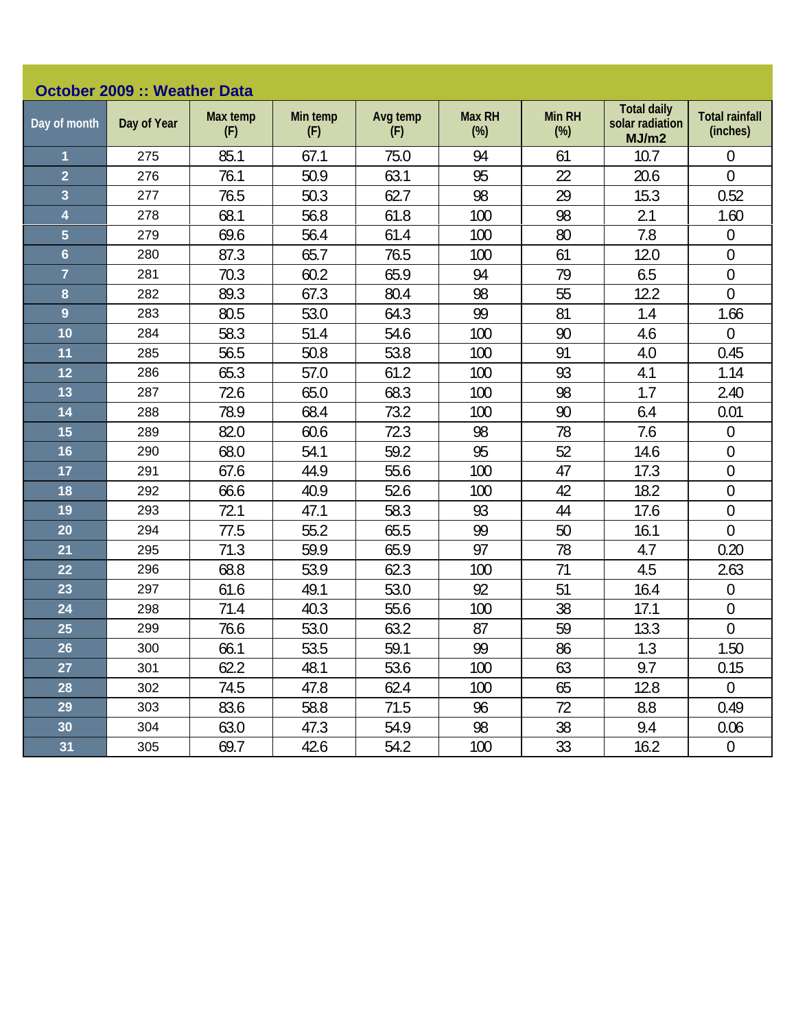## October 2009 :: Weather Data

| Day of month | Day of Year | Max temp (F) | Min temp (F) | Avg temp (F) | Max RH (%) | Min RH (%) | Total daily solar radiation MJ/m2 | Total rainfall (inches) |
|---|---|---|---|---|---|---|---|---|
| 1 | 275 | 85.1 | 67.1 | 75.0 | 94 | 61 | 10.7 | 0 |
| 2 | 276 | 76.1 | 50.9 | 63.1 | 95 | 22 | 20.6 | 0 |
| 3 | 277 | 76.5 | 50.3 | 62.7 | 98 | 29 | 15.3 | 0.52 |
| 4 | 278 | 68.1 | 56.8 | 61.8 | 100 | 98 | 2.1 | 1.60 |
| 5 | 279 | 69.6 | 56.4 | 61.4 | 100 | 80 | 7.8 | 0 |
| 6 | 280 | 87.3 | 65.7 | 76.5 | 100 | 61 | 12.0 | 0 |
| 7 | 281 | 70.3 | 60.2 | 65.9 | 94 | 79 | 6.5 | 0 |
| 8 | 282 | 89.3 | 67.3 | 80.4 | 98 | 55 | 12.2 | 0 |
| 9 | 283 | 80.5 | 53.0 | 64.3 | 99 | 81 | 1.4 | 1.66 |
| 10 | 284 | 58.3 | 51.4 | 54.6 | 100 | 90 | 4.6 | 0 |
| 11 | 285 | 56.5 | 50.8 | 53.8 | 100 | 91 | 4.0 | 0.45 |
| 12 | 286 | 65.3 | 57.0 | 61.2 | 100 | 93 | 4.1 | 1.14 |
| 13 | 287 | 72.6 | 65.0 | 68.3 | 100 | 98 | 1.7 | 2.40 |
| 14 | 288 | 78.9 | 68.4 | 73.2 | 100 | 90 | 6.4 | 0.01 |
| 15 | 289 | 82.0 | 60.6 | 72.3 | 98 | 78 | 7.6 | 0 |
| 16 | 290 | 68.0 | 54.1 | 59.2 | 95 | 52 | 14.6 | 0 |
| 17 | 291 | 67.6 | 44.9 | 55.6 | 100 | 47 | 17.3 | 0 |
| 18 | 292 | 66.6 | 40.9 | 52.6 | 100 | 42 | 18.2 | 0 |
| 19 | 293 | 72.1 | 47.1 | 58.3 | 93 | 44 | 17.6 | 0 |
| 20 | 294 | 77.5 | 55.2 | 65.5 | 99 | 50 | 16.1 | 0 |
| 21 | 295 | 71.3 | 59.9 | 65.9 | 97 | 78 | 4.7 | 0.20 |
| 22 | 296 | 68.8 | 53.9 | 62.3 | 100 | 71 | 4.5 | 2.63 |
| 23 | 297 | 61.6 | 49.1 | 53.0 | 92 | 51 | 16.4 | 0 |
| 24 | 298 | 71.4 | 40.3 | 55.6 | 100 | 38 | 17.1 | 0 |
| 25 | 299 | 76.6 | 53.0 | 63.2 | 87 | 59 | 13.3 | 0 |
| 26 | 300 | 66.1 | 53.5 | 59.1 | 99 | 86 | 1.3 | 1.50 |
| 27 | 301 | 62.2 | 48.1 | 53.6 | 100 | 63 | 9.7 | 0.15 |
| 28 | 302 | 74.5 | 47.8 | 62.4 | 100 | 65 | 12.8 | 0 |
| 29 | 303 | 83.6 | 58.8 | 71.5 | 96 | 72 | 8.8 | 0.49 |
| 30 | 304 | 63.0 | 47.3 | 54.9 | 98 | 38 | 9.4 | 0.06 |
| 31 | 305 | 69.7 | 42.6 | 54.2 | 100 | 33 | 16.2 | 0 |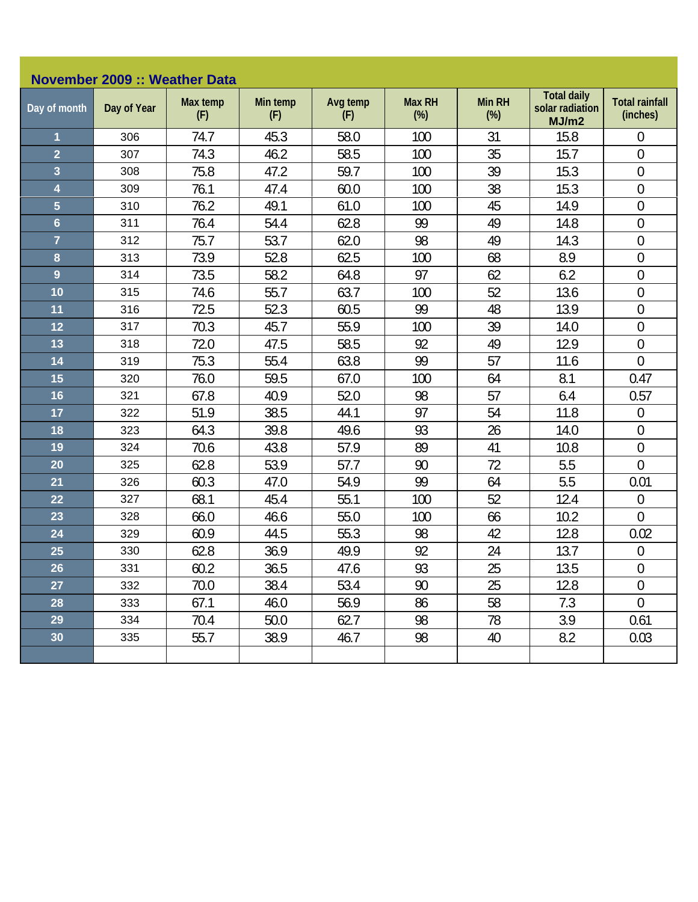## November 2009 :: Weather Data

| Day of month | Day of Year | Max temp (F) | Min temp (F) | Avg temp (F) | Max RH (%) | Min RH (%) | Total daily solar radiation MJ/m2 | Total rainfall (inches) |
|---|---|---|---|---|---|---|---|---|
| 1 | 306 | 74.7 | 45.3 | 58.0 | 100 | 31 | 15.8 | 0 |
| 2 | 307 | 74.3 | 46.2 | 58.5 | 100 | 35 | 15.7 | 0 |
| 3 | 308 | 75.8 | 47.2 | 59.7 | 100 | 39 | 15.3 | 0 |
| 4 | 309 | 76.1 | 47.4 | 60.0 | 100 | 38 | 15.3 | 0 |
| 5 | 310 | 76.2 | 49.1 | 61.0 | 100 | 45 | 14.9 | 0 |
| 6 | 311 | 76.4 | 54.4 | 62.8 | 99 | 49 | 14.8 | 0 |
| 7 | 312 | 75.7 | 53.7 | 62.0 | 98 | 49 | 14.3 | 0 |
| 8 | 313 | 73.9 | 52.8 | 62.5 | 100 | 68 | 8.9 | 0 |
| 9 | 314 | 73.5 | 58.2 | 64.8 | 97 | 62 | 6.2 | 0 |
| 10 | 315 | 74.6 | 55.7 | 63.7 | 100 | 52 | 13.6 | 0 |
| 11 | 316 | 72.5 | 52.3 | 60.5 | 99 | 48 | 13.9 | 0 |
| 12 | 317 | 70.3 | 45.7 | 55.9 | 100 | 39 | 14.0 | 0 |
| 13 | 318 | 72.0 | 47.5 | 58.5 | 92 | 49 | 12.9 | 0 |
| 14 | 319 | 75.3 | 55.4 | 63.8 | 99 | 57 | 11.6 | 0 |
| 15 | 320 | 76.0 | 59.5 | 67.0 | 100 | 64 | 8.1 | 0.47 |
| 16 | 321 | 67.8 | 40.9 | 52.0 | 98 | 57 | 6.4 | 0.57 |
| 17 | 322 | 51.9 | 38.5 | 44.1 | 97 | 54 | 11.8 | 0 |
| 18 | 323 | 64.3 | 39.8 | 49.6 | 93 | 26 | 14.0 | 0 |
| 19 | 324 | 70.6 | 43.8 | 57.9 | 89 | 41 | 10.8 | 0 |
| 20 | 325 | 62.8 | 53.9 | 57.7 | 90 | 72 | 5.5 | 0 |
| 21 | 326 | 60.3 | 47.0 | 54.9 | 99 | 64 | 5.5 | 0.01 |
| 22 | 327 | 68.1 | 45.4 | 55.1 | 100 | 52 | 12.4 | 0 |
| 23 | 328 | 66.0 | 46.6 | 55.0 | 100 | 66 | 10.2 | 0 |
| 24 | 329 | 60.9 | 44.5 | 55.3 | 98 | 42 | 12.8 | 0.02 |
| 25 | 330 | 62.8 | 36.9 | 49.9 | 92 | 24 | 13.7 | 0 |
| 26 | 331 | 60.2 | 36.5 | 47.6 | 93 | 25 | 13.5 | 0 |
| 27 | 332 | 70.0 | 38.4 | 53.4 | 90 | 25 | 12.8 | 0 |
| 28 | 333 | 67.1 | 46.0 | 56.9 | 86 | 58 | 7.3 | 0 |
| 29 | 334 | 70.4 | 50.0 | 62.7 | 98 | 78 | 3.9 | 0.61 |
| 30 | 335 | 55.7 | 38.9 | 46.7 | 98 | 40 | 8.2 | 0.03 |
| | | | | | | | | |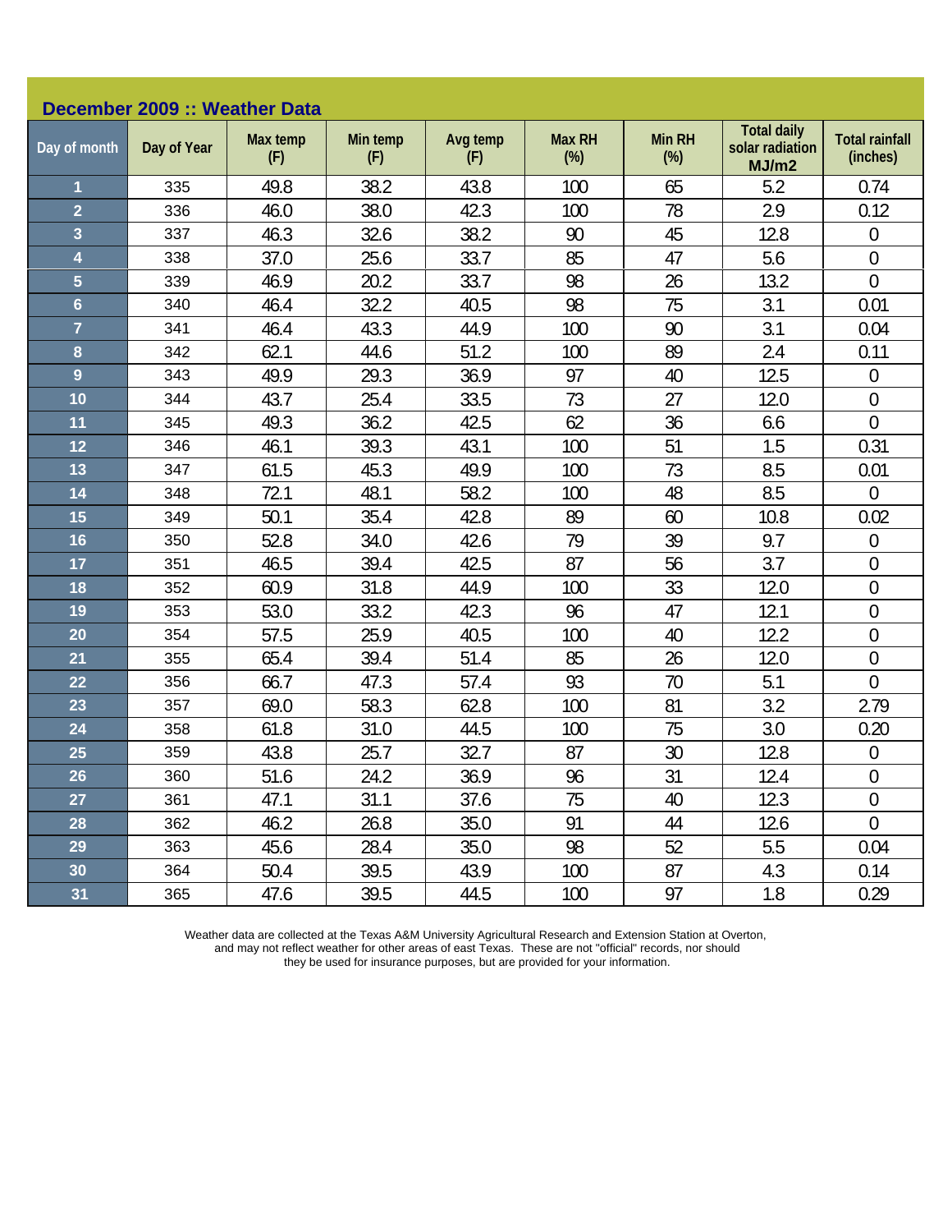## December 2009 :: Weather Data

| Day of month | Day of Year | Max temp (F) | Min temp (F) | Avg temp (F) | Max RH (%) | Min RH (%) | Total daily solar radiation MJ/m2 | Total rainfall (inches) |
|---|---|---|---|---|---|---|---|---|
| 1 | 335 | 49.8 | 38.2 | 43.8 | 100 | 65 | 5.2 | 0.74 |
| 2 | 336 | 46.0 | 38.0 | 42.3 | 100 | 78 | 2.9 | 0.12 |
| 3 | 337 | 46.3 | 32.6 | 38.2 | 90 | 45 | 12.8 | 0 |
| 4 | 338 | 37.0 | 25.6 | 33.7 | 85 | 47 | 5.6 | 0 |
| 5 | 339 | 46.9 | 20.2 | 33.7 | 98 | 26 | 13.2 | 0 |
| 6 | 340 | 46.4 | 32.2 | 40.5 | 98 | 75 | 3.1 | 0.01 |
| 7 | 341 | 46.4 | 43.3 | 44.9 | 100 | 90 | 3.1 | 0.04 |
| 8 | 342 | 62.1 | 44.6 | 51.2 | 100 | 89 | 2.4 | 0.11 |
| 9 | 343 | 49.9 | 29.3 | 36.9 | 97 | 40 | 12.5 | 0 |
| 10 | 344 | 43.7 | 25.4 | 33.5 | 73 | 27 | 12.0 | 0 |
| 11 | 345 | 49.3 | 36.2 | 42.5 | 62 | 36 | 6.6 | 0 |
| 12 | 346 | 46.1 | 39.3 | 43.1 | 100 | 51 | 1.5 | 0.31 |
| 13 | 347 | 61.5 | 45.3 | 49.9 | 100 | 73 | 8.5 | 0.01 |
| 14 | 348 | 72.1 | 48.1 | 58.2 | 100 | 48 | 8.5 | 0 |
| 15 | 349 | 50.1 | 35.4 | 42.8 | 89 | 60 | 10.8 | 0.02 |
| 16 | 350 | 52.8 | 34.0 | 42.6 | 79 | 39 | 9.7 | 0 |
| 17 | 351 | 46.5 | 39.4 | 42.5 | 87 | 56 | 3.7 | 0 |
| 18 | 352 | 60.9 | 31.8 | 44.9 | 100 | 33 | 12.0 | 0 |
| 19 | 353 | 53.0 | 33.2 | 42.3 | 96 | 47 | 12.1 | 0 |
| 20 | 354 | 57.5 | 25.9 | 40.5 | 100 | 40 | 12.2 | 0 |
| 21 | 355 | 65.4 | 39.4 | 51.4 | 85 | 26 | 12.0 | 0 |
| 22 | 356 | 66.7 | 47.3 | 57.4 | 93 | 70 | 5.1 | 0 |
| 23 | 357 | 69.0 | 58.3 | 62.8 | 100 | 81 | 3.2 | 2.79 |
| 24 | 358 | 61.8 | 31.0 | 44.5 | 100 | 75 | 3.0 | 0.20 |
| 25 | 359 | 43.8 | 25.7 | 32.7 | 87 | 30 | 12.8 | 0 |
| 26 | 360 | 51.6 | 24.2 | 36.9 | 96 | 31 | 12.4 | 0 |
| 27 | 361 | 47.1 | 31.1 | 37.6 | 75 | 40 | 12.3 | 0 |
| 28 | 362 | 46.2 | 26.8 | 35.0 | 91 | 44 | 12.6 | 0 |
| 29 | 363 | 45.6 | 28.4 | 35.0 | 98 | 52 | 5.5 | 0.04 |
| 30 | 364 | 50.4 | 39.5 | 43.9 | 100 | 87 | 4.3 | 0.14 |
| 31 | 365 | 47.6 | 39.5 | 44.5 | 100 | 97 | 1.8 | 0.29 |

Weather data are collected at the Texas A&M University Agricultural Research and Extension Station at Overton, and may not reflect weather for other areas of east Texas. These are not "official" records, nor should they be used for insurance purposes, but are provided for your information.